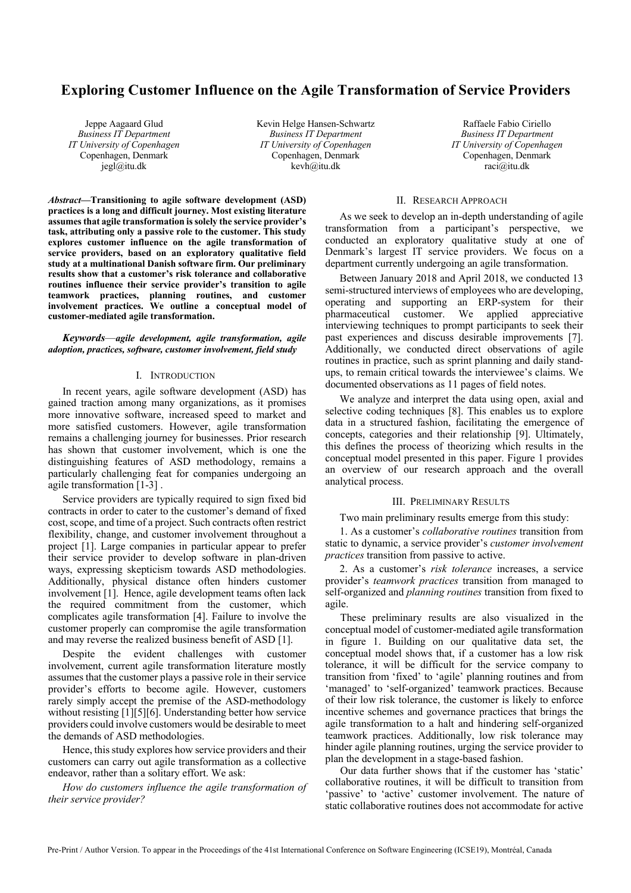# Exploring Customer Influence on the Agile Transformation of Service Providers

Jeppe Aagaard Glud
*Business IT Department*
*IT University of Copenhagen*
Copenhagen, Denmark
jegl@itu.dk

Kevin Helge Hansen-Schwartz
*Business IT Department*
*IT University of Copenhagen*
Copenhagen, Denmark
kevh@itu.dk

Raffaele Fabio Ciriello
*Business IT Department*
*IT University of Copenhagen*
Copenhagen, Denmark
raci@itu.dk

***Abstract*—Transitioning to agile software development (ASD) practices is a long and difficult journey. Most existing literature assumes that agile transformation is solely the service provider's task, attributing only a passive role to the customer. This study explores customer influence on the agile transformation of service providers, based on an exploratory qualitative field study at a multinational Danish software firm. Our preliminary results show that a customer's risk tolerance and collaborative routines influence their service provider's transition to agile teamwork practices, planning routines, and customer involvement practices. We outline a conceptual model of customer-mediated agile transformation.**

***Keywords*—*agile development, agile transformation, agile adoption, practices, software, customer involvement, field study***

## I. Introduction

In recent years, agile software development (ASD) has gained traction among many organizations, as it promises more innovative software, increased speed to market and more satisfied customers. However, agile transformation remains a challenging journey for businesses. Prior research has shown that customer involvement, which is one the distinguishing features of ASD methodology, remains a particularly challenging feat for companies undergoing an agile transformation [1-3] .

Service providers are typically required to sign fixed bid contracts in order to cater to the customer's demand of fixed cost, scope, and time of a project. Such contracts often restrict flexibility, change, and customer involvement throughout a project [1]. Large companies in particular appear to prefer their service provider to develop software in plan-driven ways, expressing skepticism towards ASD methodologies. Additionally, physical distance often hinders customer involvement [1]. Hence, agile development teams often lack the required commitment from the customer, which complicates agile transformation [4]. Failure to involve the customer properly can compromise the agile transformation and may reverse the realized business benefit of ASD [1].

Despite the evident challenges with customer involvement, current agile transformation literature mostly assumes that the customer plays a passive role in their service provider's efforts to become agile. However, customers rarely simply accept the premise of the ASD-methodology without resisting [1][5][6]. Understanding better how service providers could involve customers would be desirable to meet the demands of ASD methodologies.

Hence, this study explores how service providers and their customers can carry out agile transformation as a collective endeavor, rather than a solitary effort. We ask:

*How do customers influence the agile transformation of their service provider?*

## II. Research Approach

As we seek to develop an in-depth understanding of agile transformation from a participant's perspective, we conducted an exploratory qualitative study at one of Denmark's largest IT service providers. We focus on a department currently undergoing an agile transformation.

Between January 2018 and April 2018, we conducted 13 semi-structured interviews of employees who are developing, operating and supporting an ERP-system for their pharmaceutical customer. We applied appreciative interviewing techniques to prompt participants to seek their past experiences and discuss desirable improvements [7]. Additionally, we conducted direct observations of agile routines in practice, such as sprint planning and daily stand-ups, to remain critical towards the interviewee's claims. We documented observations as 11 pages of field notes.

We analyze and interpret the data using open, axial and selective coding techniques [8]. This enables us to explore data in a structured fashion, facilitating the emergence of concepts, categories and their relationship [9]. Ultimately, this defines the process of theorizing which results in the conceptual model presented in this paper. Figure 1 provides an overview of our research approach and the overall analytical process.

## III. Preliminary Results

Two main preliminary results emerge from this study:

1. As a customer's *collaborative routines* transition from static to dynamic, a service provider's *customer involvement practices* transition from passive to active.

2. As a customer's *risk tolerance* increases, a service provider's *teamwork practices* transition from managed to self-organized and *planning routines* transition from fixed to agile.

These preliminary results are also visualized in the conceptual model of customer-mediated agile transformation in figure 1. Building on our qualitative data set, the conceptual model shows that, if a customer has a low risk tolerance, it will be difficult for the service company to transition from 'fixed' to 'agile' planning routines and from 'managed' to 'self-organized' teamwork practices. Because of their low risk tolerance, the customer is likely to enforce incentive schemes and governance practices that brings the agile transformation to a halt and hindering self-organized teamwork practices. Additionally, low risk tolerance may hinder agile planning routines, urging the service provider to plan the development in a stage-based fashion.

Our data further shows that if the customer has 'static' collaborative routines, it will be difficult to transition from 'passive' to 'active' customer involvement. The nature of static collaborative routines does not accommodate for active

Pre-Print / Author Version. To appear in the Proceedings of the 41st International Conference on Software Engineering (ICSE19), Montréal, Canada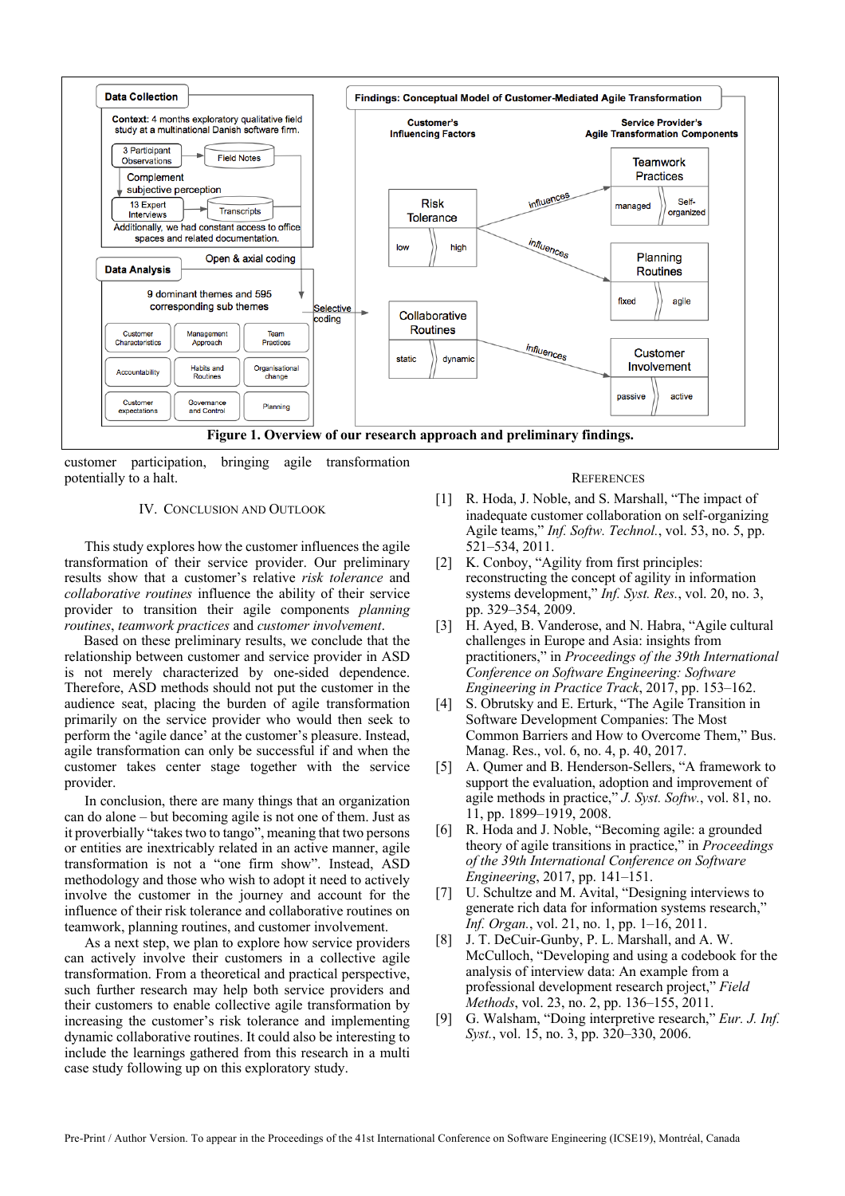Data Collection

Context: 4 months exploratory qualitative field study at a multinational Danish software firm.

3 Participant Observations

Field Notes

Complement subjective perception

13 Expert Interviews

Transcripts

Additionally, we had constant access to office spaces and related documentation.

Open & axial coding

Data Analysis

9 dominant themes and 595 corresponding sub themes

Customer Characteristics

Management Approach

Team Practices

Accountability

Habits and Routines

Organisational change

Customer expectations

Governance and Control

Planning

Selective coding

Findings: Conceptual Model of Customer-Mediated Agile Transformation

Customer's Influencing Factors

Service Provider's Agile Transformation Components

Risk Tolerance

low

high

Collaborative Routines

static

dynamic

influences

influences

influences

Teamwork Practices

managed

Self-organized

Planning Routines

fixed

agile

Customer Involvement

passive

active

**Figure 1. Overview of our research approach and preliminary findings.**

customer participation, bringing agile transformation potentially to a halt.

## IV. Conclusion and Outlook

This study explores how the customer influences the agile transformation of their service provider. Our preliminary results show that a customer's relative *risk tolerance* and *collaborative routines* influence the ability of their service provider to transition their agile components *planning routines*, *teamwork practices* and *customer involvement*.

Based on these preliminary results, we conclude that the relationship between customer and service provider in ASD is not merely characterized by one-sided dependence. Therefore, ASD methods should not put the customer in the audience seat, placing the burden of agile transformation primarily on the service provider who would then seek to perform the 'agile dance' at the customer's pleasure. Instead, agile transformation can only be successful if and when the customer takes center stage together with the service provider.

In conclusion, there are many things that an organization can do alone – but becoming agile is not one of them. Just as it proverbially "takes two to tango", meaning that two persons or entities are inextricably related in an active manner, agile transformation is not a "one firm show". Instead, ASD methodology and those who wish to adopt it need to actively involve the customer in the journey and account for the influence of their risk tolerance and collaborative routines on teamwork, planning routines, and customer involvement.

As a next step, we plan to explore how service providers can actively involve their customers in a collective agile transformation. From a theoretical and practical perspective, such further research may help both service providers and their customers to enable collective agile transformation by increasing the customer's risk tolerance and implementing dynamic collaborative routines. It could also be interesting to include the learnings gathered from this research in a multi case study following up on this exploratory study.

## References

[1] R. Hoda, J. Noble, and S. Marshall, "The impact of inadequate customer collaboration on self-organizing Agile teams," *Inf. Softw. Technol.*, vol. 53, no. 5, pp. 521–534, 2011.

[2] K. Conboy, "Agility from first principles: reconstructing the concept of agility in information systems development," *Inf. Syst. Res.*, vol. 20, no. 3, pp. 329–354, 2009.

[3] H. Ayed, B. Vanderose, and N. Habra, "Agile cultural challenges in Europe and Asia: insights from practitioners," in *Proceedings of the 39th International Conference on Software Engineering: Software Engineering in Practice Track*, 2017, pp. 153–162.

[4] S. Obrutsky and E. Erturk, "The Agile Transition in Software Development Companies: The Most Common Barriers and How to Overcome Them," Bus. Manag. Res., vol. 6, no. 4, p. 40, 2017.

[5] A. Qumer and B. Henderson-Sellers, "A framework to support the evaluation, adoption and improvement of agile methods in practice," *J. Syst. Softw.*, vol. 81, no. 11, pp. 1899–1919, 2008.

[6] R. Hoda and J. Noble, "Becoming agile: a grounded theory of agile transitions in practice," in *Proceedings of the 39th International Conference on Software Engineering*, 2017, pp. 141–151.

[7] U. Schultze and M. Avital, "Designing interviews to generate rich data for information systems research," *Inf. Organ.*, vol. 21, no. 1, pp. 1–16, 2011.

[8] J. T. DeCuir-Gunby, P. L. Marshall, and A. W. McCulloch, "Developing and using a codebook for the analysis of interview data: An example from a professional development research project," *Field Methods*, vol. 23, no. 2, pp. 136–155, 2011.

[9] G. Walsham, "Doing interpretive research," *Eur. J. Inf. Syst.*, vol. 15, no. 3, pp. 320–330, 2006.